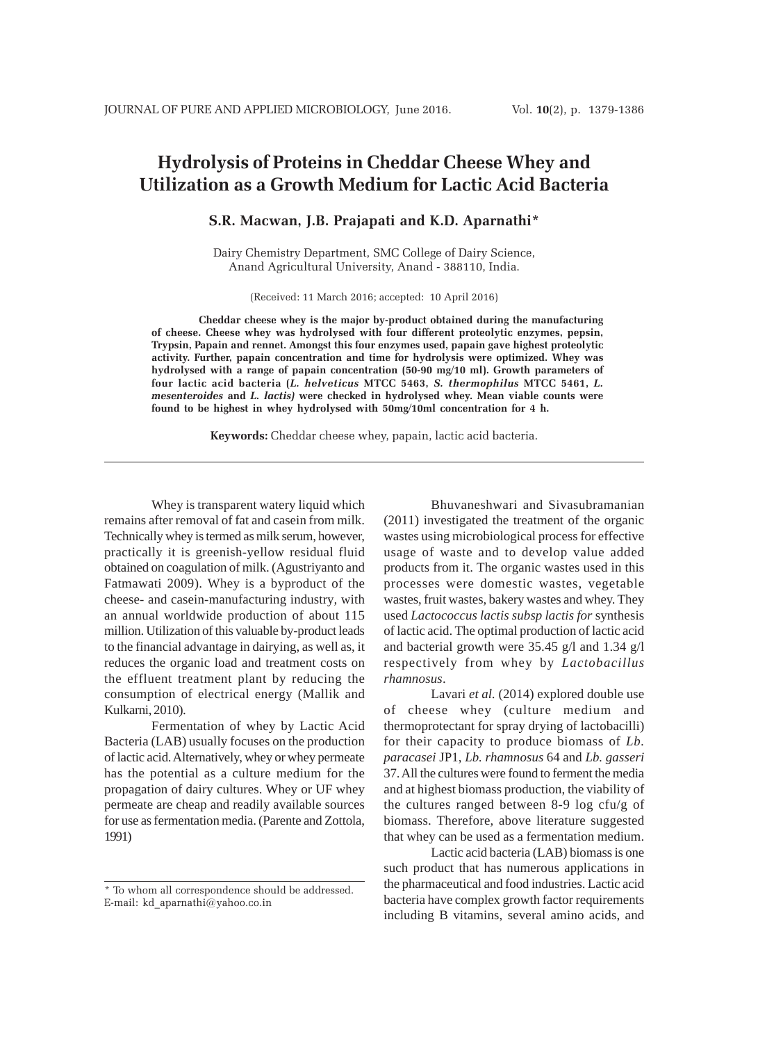# Hydrolysis of Proteins in Cheddar Cheese Whey and Utilization as a Growth Medium for Lactic Acid Bacteria

**S.R. Macwan, J.B. Prajapati and K.D. Aparnathi***

Dairy Chemistry Department, SMC College of Dairy Science, Anand Agricultural University, Anand - 388110, India.

(Received: 11 March 2016; accepted: 10 April 2016)

**Cheddar cheese whey is the major by-product obtained during the manufacturing of cheese. Cheese whey was hydrolysed with four different proteolytic enzymes, pepsin, Trypsin, Papain and rennet. Amongst this four enzymes used, papain gave highest proteolytic activity. Further, papain concentration and time for hydrolysis were optimized. Whey was hydrolysed with a range of papain concentration (50-90 mg/10 ml). Growth parameters of four lactic acid bacteria (*L. helveticus* MTCC 5463, *S. thermophilus* MTCC 5461, *L. mesenteroides* and *L. lactis)* were checked in hydrolysed whey. Mean viable counts were found to be highest in whey hydrolysed with 50mg/10ml concentration for 4 h.**

**Keywords:** Cheddar cheese whey, papain, lactic acid bacteria.

---

Whey is transparent watery liquid which remains after removal of fat and casein from milk. Technically whey is termed as milk serum, however, practically it is greenish-yellow residual fluid obtained on coagulation of milk. (Agustriyanto and Fatmawati 2009). Whey is a byproduct of the cheese- and casein-manufacturing industry, with an annual worldwide production of about 115 million. Utilization of this valuable by-product leads to the financial advantage in dairying, as well as, it reduces the organic load and treatment costs on the effluent treatment plant by reducing the consumption of electrical energy (Mallik and Kulkarni, 2010).

Fermentation of whey by Lactic Acid Bacteria (LAB) usually focuses on the production of lactic acid. Alternatively, whey or whey permeate has the potential as a culture medium for the propagation of dairy cultures. Whey or UF whey permeate are cheap and readily available sources for use as fermentation media. (Parente and Zottola, 1991)

Bhuvaneshwari and Sivasubramanian (2011) investigated the treatment of the organic wastes using microbiological process for effective usage of waste and to develop value added products from it. The organic wastes used in this processes were domestic wastes, vegetable wastes, fruit wastes, bakery wastes and whey. They used *Lactococcus lactis subsp lactis for* synthesis of lactic acid. The optimal production of lactic acid and bacterial growth were 35.45 g/l and 1.34 g/l respectively from whey by *Lactobacillus rhamnosus*.

Lavari *et al.* (2014) explored double use of cheese whey (culture medium and thermoprotectant for spray drying of lactobacilli) for their capacity to produce biomass of *Lb. paracasei* JP1, *Lb. rhamnosus* 64 and *Lb. gasseri* 37. All the cultures were found to ferment the media and at highest biomass production, the viability of the cultures ranged between 8-9 log cfu/g of biomass. Therefore, above literature suggested that whey can be used as a fermentation medium.

Lactic acid bacteria (LAB) biomass is one such product that has numerous applications in the pharmaceutical and food industries. Lactic acid bacteria have complex growth factor requirements including B vitamins, several amino acids, and

---

* To whom all correspondence should be addressed.
E-mail: kd_aparnathi@yahoo.co.in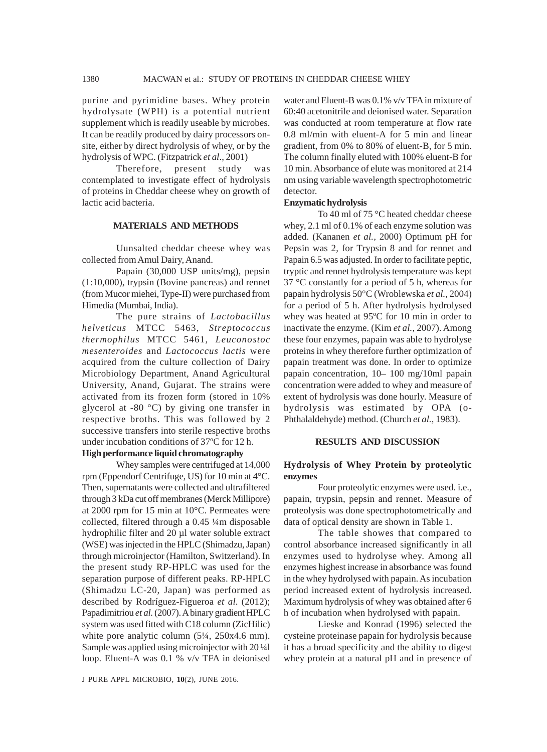purine and pyrimidine bases. Whey protein hydrolysate (WPH) is a potential nutrient supplement which is readily useable by microbes. It can be readily produced by dairy processors on-site, either by direct hydrolysis of whey, or by the hydrolysis of WPC. (Fitzpatrick *et al*., 2001)

Therefore, present study was contemplated to investigate effect of hydrolysis of proteins in Cheddar cheese whey on growth of lactic acid bacteria.

## MATERIALS AND METHODS

Uunsalted cheddar cheese whey was collected from Amul Dairy, Anand.

Papain (30,000 USP units/mg), pepsin (1:10,000), trypsin (Bovine pancreas) and rennet (from Mucor miehei, Type-II) were purchased from Himedia (Mumbai, India).

The pure strains of *Lactobacillus helveticus* MTCC 5463, *Streptococcus thermophilus* MTCC 5461, *Leuconostoc mesenteroides* and *Lactococcus lactis* were acquired from the culture collection of Dairy Microbiology Department, Anand Agricultural University, Anand, Gujarat. The strains were activated from its frozen form (stored in 10% glycerol at -80 °C) by giving one transfer in respective broths. This was followed by 2 successive transfers into sterile respective broths under incubation conditions of 37ºC for 12 h.

### High performance liquid chromatography

Whey samples were centrifuged at 14,000 rpm (Eppendorf Centrifuge, US) for 10 min at 4°C. Then, supernatants were collected and ultrafiltered through 3 kDa cut off membranes (Merck Millipore) at 2000 rpm for 15 min at 10°C. Permeates were collected, filtered through a 0.45 ¼m disposable hydrophilic filter and 20 µl water soluble extract (WSE) was injected in the HPLC (Shimadzu, Japan) through microinjector (Hamilton, Switzerland). In the present study RP-HPLC was used for the separation purpose of different peaks. RP-HPLC (Shimadzu LC-20, Japan) was performed as described by Rodríguez-Figueroa *et al*. (2012); Papadimitriou *et al.* (2007). A binary gradient HPLC system was used fitted with C18 column (ZicHilic) white pore analytic column (5¼, 250x4.6 mm). Sample was applied using microinjector with 20 ¼l loop. Eluent-A was 0.1 % v/v TFA in deionised water and Eluent-B was 0.1% v/v TFA in mixture of 60:40 acetonitrile and deionised water. Separation was conducted at room temperature at flow rate 0.8 ml/min with eluent-A for 5 min and linear gradient, from 0% to 80% of eluent-B, for 5 min. The column finally eluted with 100% eluent-B for 10 min. Absorbance of elute was monitored at 214 nm using variable wavelength spectrophotometric detector.

### Enzymatic hydrolysis

To 40 ml of 75 °C heated cheddar cheese whey, 2.1 ml of 0.1% of each enzyme solution was added. (Kananen *et al.,* 2000) Optimum pH for Pepsin was 2, for Trypsin 8 and for rennet and Papain 6.5 was adjusted. In order to facilitate peptic, tryptic and rennet hydrolysis temperature was kept 37 °C constantly for a period of 5 h, whereas for papain hydrolysis 50°C (Wroblewska *et al.,* 2004) for a period of 5 h. After hydrolysis hydrolysed whey was heated at 95ºC for 10 min in order to inactivate the enzyme. (Kim *et al.,* 2007). Among these four enzymes, papain was able to hydrolyse proteins in whey therefore further optimization of papain treatment was done. In order to optimize papain concentration, 10– 100 mg/10ml papain concentration were added to whey and measure of extent of hydrolysis was done hourly. Measure of hydrolysis was estimated by OPA (o-Phthalaldehyde) method. (Church *et al.,* 1983).

## RESULTS AND DISCUSSION

### Hydrolysis of Whey Protein by proteolytic enzymes

Four proteolytic enzymes were used. i.e., papain, trypsin, pepsin and rennet. Measure of proteolysis was done spectrophotometrically and data of optical density are shown in Table 1.

The table showes that compared to control absorbance increased significantly in all enzymes used to hydrolyse whey. Among all enzymes highest increase in absorbance was found in the whey hydrolysed with papain. As incubation period increased extent of hydrolysis increased. Maximum hydrolysis of whey was obtained after 6 h of incubation when hydrolysed with papain.

Lieske and Konrad (1996) selected the cysteine proteinase papain for hydrolysis because it has a broad specificity and the ability to digest whey protein at a natural pH and in presence of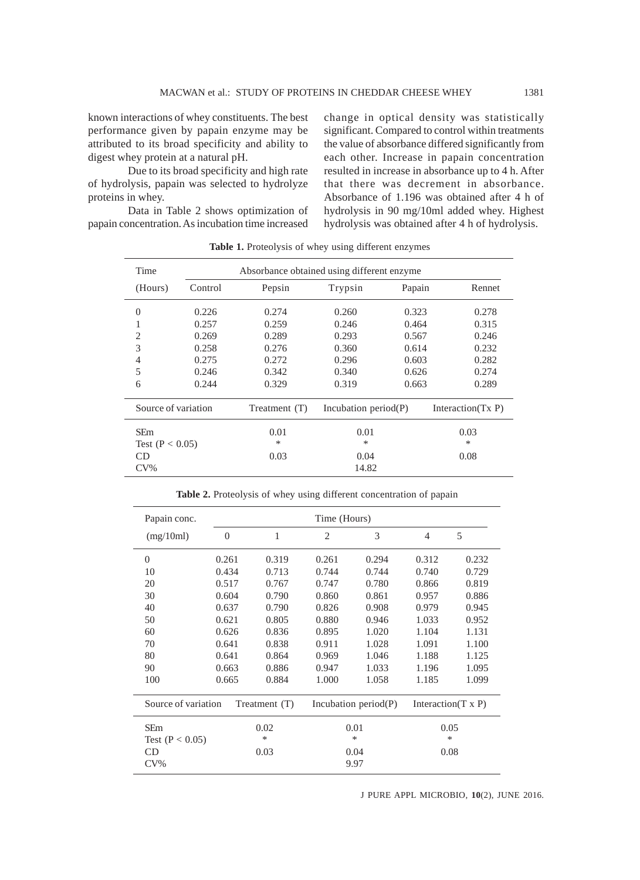known interactions of whey constituents. The best performance given by papain enzyme may be attributed to its broad specificity and ability to digest whey protein at a natural pH.

Due to its broad specificity and high rate of hydrolysis, papain was selected to hydrolyze proteins in whey.

Data in Table 2 shows optimization of papain concentration. As incubation time increased change in optical density was statistically significant. Compared to control within treatments the value of absorbance differed significantly from each other. Increase in papain concentration resulted in increase in absorbance up to 4 h. After that there was decrement in absorbance. Absorbance of 1.196 was obtained after 4 h of hydrolysis in 90 mg/10ml added whey. Highest hydrolysis was obtained after 4 h of hydrolysis.

**Table 1.** Proteolysis of whey using different enzymes

| Time (Hours) | Absorbance obtained using different enzyme | | | | |
|---|---|---|---|---|---|
| | Control | Pepsin | Trypsin | Papain | Rennet |
| 0 | 0.226 | 0.274 | 0.260 | 0.323 | 0.278 |
| 1 | 0.257 | 0.259 | 0.246 | 0.464 | 0.315 |
| 2 | 0.269 | 0.289 | 0.293 | 0.567 | 0.246 |
| 3 | 0.258 | 0.276 | 0.360 | 0.614 | 0.232 |
| 4 | 0.275 | 0.272 | 0.296 | 0.603 | 0.282 |
| 5 | 0.246 | 0.342 | 0.340 | 0.626 | 0.274 |
| 6 | 0.244 | 0.329 | 0.319 | 0.663 | 0.289 |

| Source of variation | Treatment (T) | Incubation period(P) | Interaction(Tx P) |
|---|---|---|---|
| SEm | 0.01 | 0.01 | 0.03 |
| Test ($P < 0.05$) | * | * | * |
| CD | 0.03 | 0.04 | 0.08 |
| CV% | | 14.82 | |

**Table 2.** Proteolysis of whey using different concentration of papain

| Papain conc. (mg/10ml) | Time (Hours) | | | | | |
|---|---|---|---|---|---|---|
| | 0 | 1 | 2 | 3 | 4 | 5 |
| 0 | 0.261 | 0.319 | 0.261 | 0.294 | 0.312 | 0.232 |
| 10 | 0.434 | 0.713 | 0.744 | 0.744 | 0.740 | 0.729 |
| 20 | 0.517 | 0.767 | 0.747 | 0.780 | 0.866 | 0.819 |
| 30 | 0.604 | 0.790 | 0.860 | 0.861 | 0.957 | 0.886 |
| 40 | 0.637 | 0.790 | 0.826 | 0.908 | 0.979 | 0.945 |
| 50 | 0.621 | 0.805 | 0.880 | 0.946 | 1.033 | 0.952 |
| 60 | 0.626 | 0.836 | 0.895 | 1.020 | 1.104 | 1.131 |
| 70 | 0.641 | 0.838 | 0.911 | 1.028 | 1.091 | 1.100 |
| 80 | 0.641 | 0.864 | 0.969 | 1.046 | 1.188 | 1.125 |
| 90 | 0.663 | 0.886 | 0.947 | 1.033 | 1.196 | 1.095 |
| 100 | 0.665 | 0.884 | 1.000 | 1.058 | 1.185 | 1.099 |

| Source of variation | Treatment (T) | Incubation period(P) | Interaction(T x P) |
|---|---|---|---|
| SEm | 0.02 | 0.01 | 0.05 |
| Test ($P < 0.05$) | * | * | * |
| CD | 0.03 | 0.04 | 0.08 |
| CV% | | 9.97 | |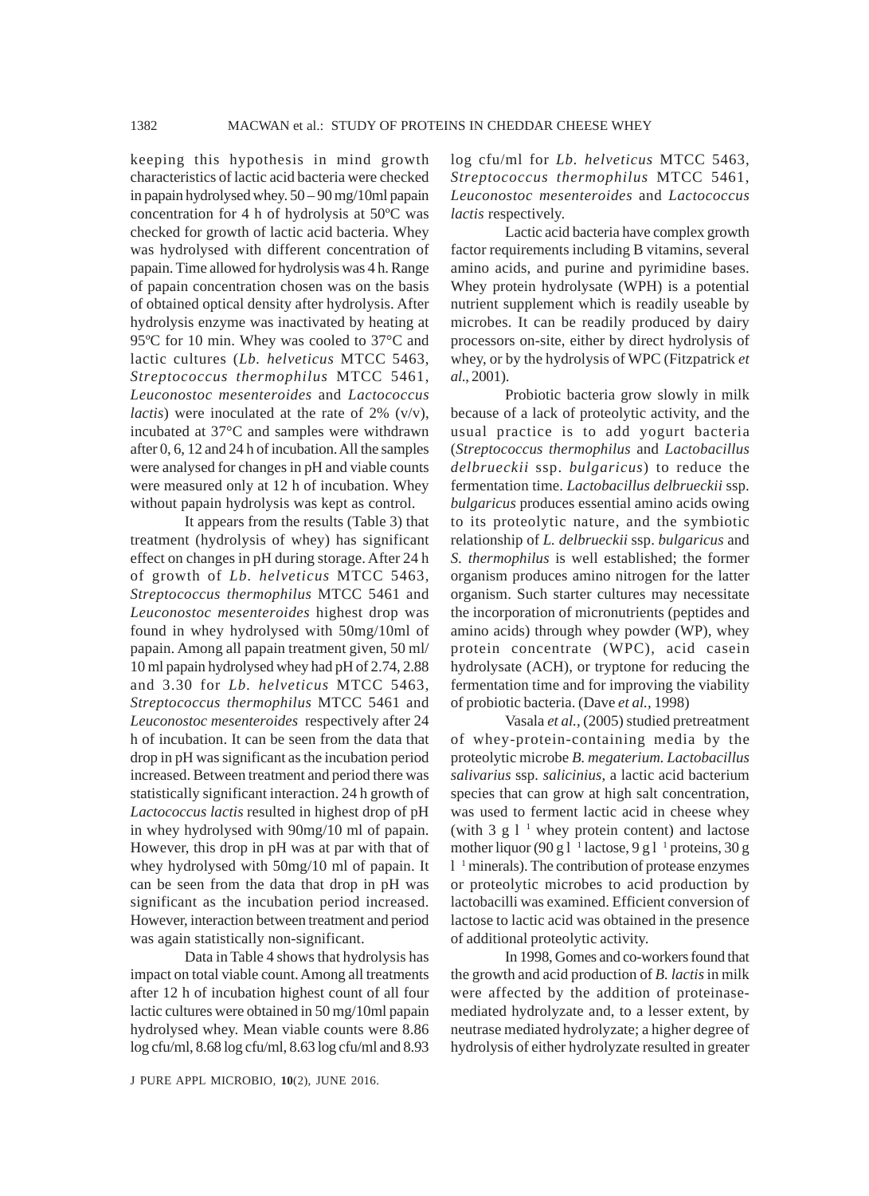keeping this hypothesis in mind growth characteristics of lactic acid bacteria were checked in papain hydrolysed whey. 50 – 90 mg/10ml papain concentration for 4 h of hydrolysis at 50ºC was checked for growth of lactic acid bacteria. Whey was hydrolysed with different concentration of papain. Time allowed for hydrolysis was 4 h. Range of papain concentration chosen was on the basis of obtained optical density after hydrolysis. After hydrolysis enzyme was inactivated by heating at 95ºC for 10 min. Whey was cooled to 37°C and lactic cultures (*Lb. helveticus* MTCC 5463, *Streptococcus thermophilus* MTCC 5461, *Leuconostoc mesenteroides* and *Lactococcus lactis*) were inoculated at the rate of 2% (v/v), incubated at 37°C and samples were withdrawn after 0, 6, 12 and 24 h of incubation. All the samples were analysed for changes in pH and viable counts were measured only at 12 h of incubation. Whey without papain hydrolysis was kept as control.

It appears from the results (Table 3) that treatment (hydrolysis of whey) has significant effect on changes in pH during storage. After 24 h of growth of *Lb. helveticus* MTCC 5463, *Streptococcus thermophilus* MTCC 5461 and *Leuconostoc mesenteroides* highest drop was found in whey hydrolysed with 50mg/10ml of papain. Among all papain treatment given, 50 ml/10 ml papain hydrolysed whey had pH of 2.74, 2.88 and 3.30 for *Lb. helveticus* MTCC 5463, *Streptococcus thermophilus* MTCC 5461 and *Leuconostoc mesenteroides* respectively after 24 h of incubation. It can be seen from the data that drop in pH was significant as the incubation period increased. Between treatment and period there was statistically significant interaction. 24 h growth of *Lactococcus lactis* resulted in highest drop of pH in whey hydrolysed with 90mg/10 ml of papain. However, this drop in pH was at par with that of whey hydrolysed with 50mg/10 ml of papain. It can be seen from the data that drop in pH was significant as the incubation period increased. However, interaction between treatment and period was again statistically non-significant.

Data in Table 4 shows that hydrolysis has impact on total viable count. Among all treatments after 12 h of incubation highest count of all four lactic cultures were obtained in 50 mg/10ml papain hydrolysed whey. Mean viable counts were 8.86 log cfu/ml, 8.68 log cfu/ml, 8.63 log cfu/ml and 8.93 log cfu/ml for *Lb. helveticus* MTCC 5463, *Streptococcus thermophilus* MTCC 5461, *Leuconostoc mesenteroides* and *Lactococcus lactis* respectively.

Lactic acid bacteria have complex growth factor requirements including B vitamins, several amino acids, and purine and pyrimidine bases. Whey protein hydrolysate (WPH) is a potential nutrient supplement which is readily useable by microbes. It can be readily produced by dairy processors on-site, either by direct hydrolysis of whey, or by the hydrolysis of WPC (Fitzpatrick *et al.*, 2001).

Probiotic bacteria grow slowly in milk because of a lack of proteolytic activity, and the usual practice is to add yogurt bacteria (*Streptococcus thermophilus* and *Lactobacillus delbrueckii* ssp. *bulgaricus*) to reduce the fermentation time. *Lactobacillus delbrueckii* ssp. *bulgaricus* produces essential amino acids owing to its proteolytic nature, and the symbiotic relationship of *L. delbrueckii* ssp. *bulgaricus* and *S. thermophilus* is well established; the former organism produces amino nitrogen for the latter organism. Such starter cultures may necessitate the incorporation of micronutrients (peptides and amino acids) through whey powder (WP), whey protein concentrate (WPC), acid casein hydrolysate (ACH), or tryptone for reducing the fermentation time and for improving the viability of probiotic bacteria. (Dave *et al.,* 1998)

Vasala *et al.,* (2005) studied pretreatment of whey-protein-containing media by the proteolytic microbe *B. megaterium. Lactobacillus salivarius* ssp. *salicinius*, a lactic acid bacterium species that can grow at high salt concentration, was used to ferment lactic acid in cheese whey (with 3 g $l^{-1}$ whey protein content) and lactose mother liquor (90 g $l^{-1}$ lactose, 9 g $l^{-1}$ proteins, 30 g $l^{-1}$ minerals). The contribution of protease enzymes or proteolytic microbes to acid production by lactobacilli was examined. Efficient conversion of lactose to lactic acid was obtained in the presence of additional proteolytic activity.

In 1998, Gomes and co-workers found that the growth and acid production of *B. lactis* in milk were affected by the addition of proteinase-mediated hydrolyzate and, to a lesser extent, by neutrase mediated hydrolyzate; a higher degree of hydrolysis of either hydrolyzate resulted in greater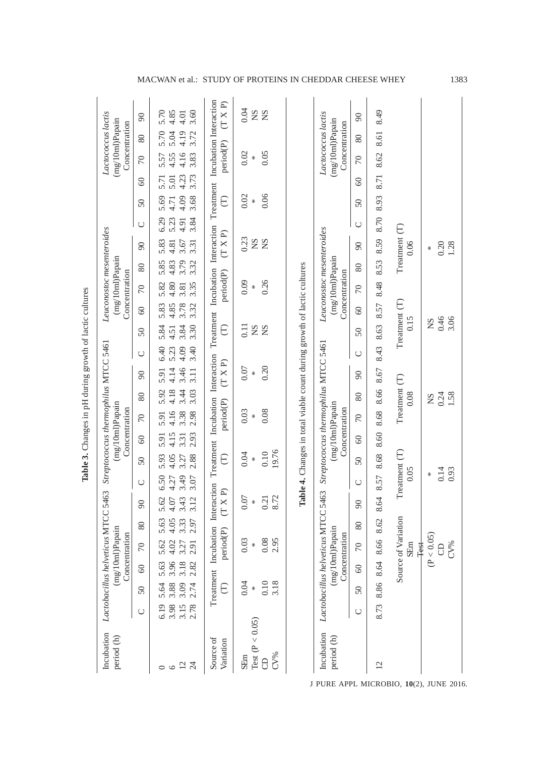**Table 3.** Changes in pH during growth of lactic cultures

| Incubation period (h) | *Lactobacillus helveticus* MTCC 5463 (mg/10ml)Papain Concentration | | | | | | *Streptococcus thermophilus* MTCC 5461 (mg/10ml)Papain Concentration | | | | | | *Leuconostoc mesenteroides* (mg/10ml)Papain Concentration | | | | | | *Lactococcus lactis* (mg/10ml)Papain Concentration | | | | | |
|---|---|---|---|---|---|---|---|---|---|---|---|---|---|---|---|---|---|---|---|---|---|---|---|---|
| | C | 50 | 60 | 70 | 80 | 90 | C | 50 | 60 | 70 | 80 | 90 | C | 50 | 60 | 70 | 80 | 90 | C | 50 | 60 | 70 | 80 | 90 |
| 0 | 6.19 | 5.64 | 5.63 | 5.62 | 5.63 | 5.62 | 6.50 | 5.93 | 5.91 | 5.91 | 5.92 | 5.91 | 6.40 | 5.84 | 5.83 | 5.82 | 5.85 | 5.83 | 6.29 | 5.69 | 5.71 | 5.57 | 5.70 | 5.70 |
| 6 | 3.98 | 3.88 | 3.96 | 4.02 | 4.05 | 4.07 | 4.27 | 4.05 | 4.15 | 4.16 | 4.18 | 4.14 | 5.23 | 4.51 | 4.85 | 4.80 | 4.83 | 4.81 | 5.23 | 4.71 | 5.01 | 4.55 | 5.04 | 4.85 |
| 12 | 3.15 | 3.09 | 3.18 | 3.27 | 3.33 | 3.43 | 3.49 | 3.27 | 3.31 | 3.38 | 3.44 | 3.46 | 4.09 | 3.84 | 3.78 | 3.81 | 3.79 | 3.67 | 4.91 | 4.09 | 4.23 | 4.16 | 4.19 | 4.01 |
| 24 | 2.78 | 2.74 | 2.82 | 2.91 | 2.97 | 3.12 | 3.07 | 2.88 | 2.93 | 2.98 | 3.03 | 3.11 | 3.40 | 3.30 | 3.32 | 3.35 | 3.32 | 3.31 | 3.84 | 3.68 | 3.73 | 3.83 | 3.72 | 3.60 |

| Source of Variation | Treatment (T) | Incubation period(P) | Interaction (T X P) | Treatment (T) | Incubation period(P) | Interaction (T X P) | Treatment (T) | Incubation period(P) | Interaction (T X P) | Treatment (T) | Incubation period(P) | Interaction (T X P) |
|---|---|---|---|---|---|---|---|---|---|---|---|---|
| SEm | 0.04 | 0.03 | 0.07 | 0.04 | 0.03 | 0.07 | 0.11 | 0.09 | 0.23 | 0.02 | 0.02 | 0.04 |
| Test (P < 0.05) | * | * | * | * | * | * | NS | * | NS | * | * | NS |
| CD | 0.10 | 0.08 | 0.21 | 0.10 | 0.08 | 0.20 | NS | 0.26 | NS | 0.06 | 0.05 | NS |
| CV% | 3.18 | 2.95 | 8.72 | 19.76 | | | | | | | | |

**Table 4.** Changes in total viable count during growth of lactic cultures

| Incubation period (h) | *Lactobacillus helveticus* MTCC 5463 (mg/10ml)Papain Concentration | | | | | | *Streptococcus thermophilus* MTCC 5461 (mg/10ml)Papain Concentration | | | | | | *Leuconostoc mesenteroides* (mg/10ml)Papain Concentration | | | | | | *Lactococcus lactis* (mg/10ml)Papain Concentration | | | | | |
|---|---|---|---|---|---|---|---|---|---|---|---|---|---|---|---|---|---|---|---|---|---|---|---|---|
| | C | 50 | 60 | 70 | 80 | 90 | C | 50 | 60 | 70 | 80 | 90 | C | 50 | 60 | 70 | 80 | 90 | C | 50 | 60 | 70 | 80 | 90 |
| 12 | 8.73 | 8.86 | 8.64 | 8.66 | 8.62 | 8.64 | 8.57 | 8.68 | 8.60 | 8.68 | 8.66 | 8.67 | 8.43 | 8.63 | 8.57 | 8.48 | 8.53 | 8.59 | 8.70 | 8.93 | 8.71 | 8.62 | 8.61 | 8.49 |

| Source of Variation | Treatment (T) | Treatment (T) | Treatment (T) | Treatment (T) |
|---|---|---|---|---|
| SEm | 0.05 | 0.08 | 0.15 | 0.06 |
| Test (P < 0.05) | * | NS | NS | * |
| CD | 0.14 | 0.24 | 0.46 | 0.20 |
| CV% | 0.93 | 1.58 | 3.06 | 1.28 |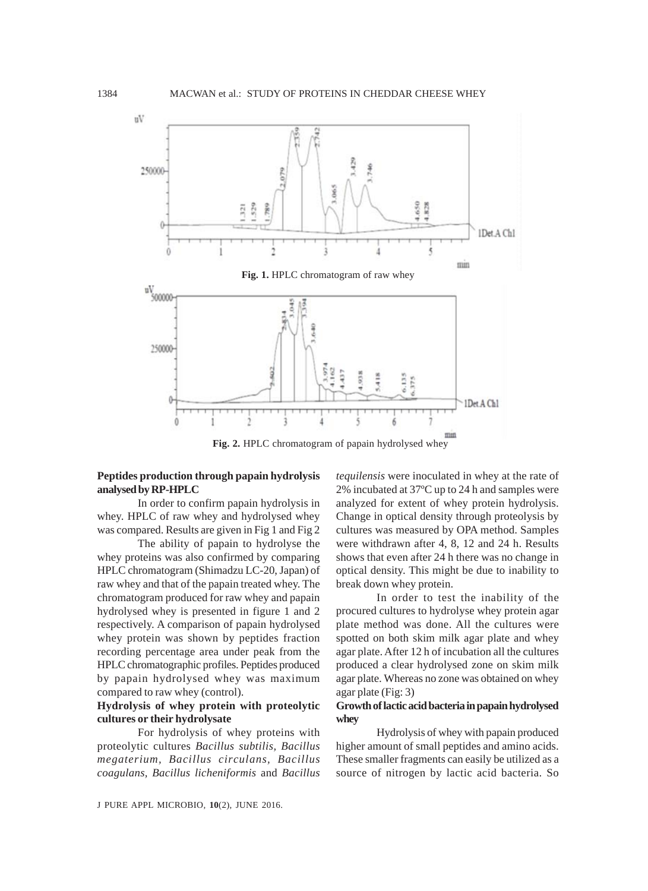Fig. 1. HPLC chromatogram of raw whey

Fig. 2. HPLC chromatogram of papain hydrolysed whey

**Peptides production through papain hydrolysis analysed by RP-HPLC**

In order to confirm papain hydrolysis in whey. HPLC of raw whey and hydrolysed whey was compared. Results are given in Fig 1 and Fig 2

The ability of papain to hydrolyse the whey proteins was also confirmed by comparing HPLC chromatogram (Shimadzu LC-20, Japan) of raw whey and that of the papain treated whey. The chromatogram produced for raw whey and papain hydrolysed whey is presented in figure 1 and 2 respectively. A comparison of papain hydrolysed whey protein was shown by peptides fraction recording percentage area under peak from the HPLC chromatographic profiles. Peptides produced by papain hydrolysed whey was maximum compared to raw whey (control).

**Hydrolysis of whey protein with proteolytic cultures or their hydrolysate**

For hydrolysis of whey proteins with proteolytic cultures *Bacillus subtilis*, *Bacillus megaterium*, *Bacillus circulans*, *Bacillus coagulans*, *Bacillus licheniformis* and *Bacillus tequilensis* were inoculated in whey at the rate of 2% incubated at 37ºC up to 24 h and samples were analyzed for extent of whey protein hydrolysis. Change in optical density through proteolysis by cultures was measured by OPA method. Samples were withdrawn after 4, 8, 12 and 24 h. Results shows that even after 24 h there was no change in optical density. This might be due to inability to break down whey protein.

In order to test the inability of the procured cultures to hydrolyse whey protein agar plate method was done. All the cultures were spotted on both skim milk agar plate and whey agar plate. After 12 h of incubation all the cultures produced a clear hydrolysed zone on skim milk agar plate. Whereas no zone was obtained on whey agar plate (Fig: 3)

**Growth of lactic acid bacteria in papain hydrolysed whey**

Hydrolysis of whey with papain produced higher amount of small peptides and amino acids. These smaller fragments can easily be utilized as a source of nitrogen by lactic acid bacteria. So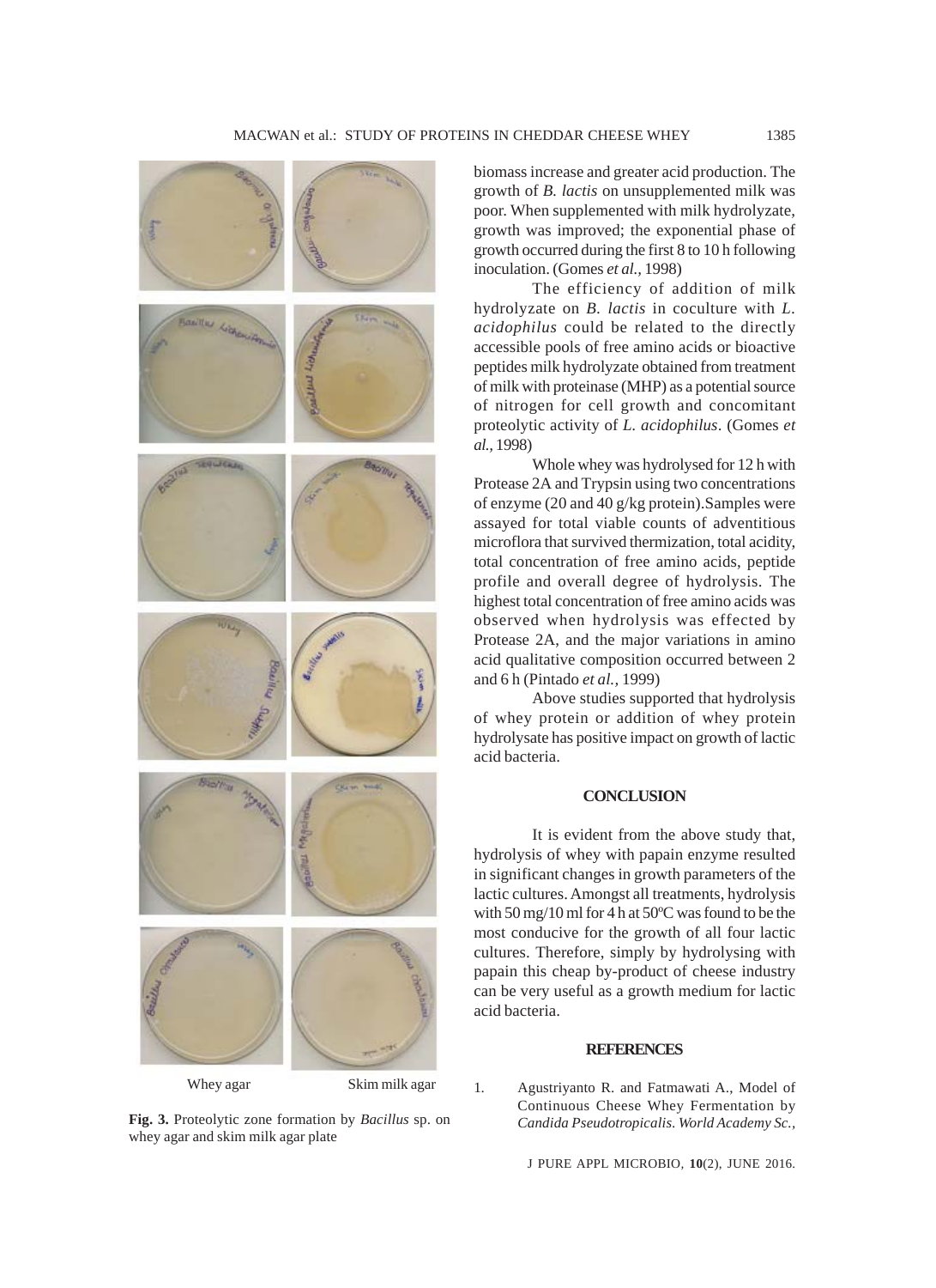Whey agar Skim milk agar

**Fig. 3.** Proteolytic zone formation by *Bacillus* sp. on whey agar and skim milk agar plate

biomass increase and greater acid production. The growth of *B. lactis* on unsupplemented milk was poor. When supplemented with milk hydrolyzate, growth was improved; the exponential phase of growth occurred during the first 8 to 10 h following inoculation. (Gomes *et al.*, 1998)

The efficiency of addition of milk hydrolyzate on *B. lactis* in coculture with *L. acidophilus* could be related to the directly accessible pools of free amino acids or bioactive peptides milk hydrolyzate obtained from treatment of milk with proteinase (MHP) as a potential source of nitrogen for cell growth and concomitant proteolytic activity of *L. acidophilus*. (Gomes *et al.*, 1998)

Whole whey was hydrolysed for 12 h with Protease 2A and Trypsin using two concentrations of enzyme (20 and 40 g/kg protein).Samples were assayed for total viable counts of adventitious microflora that survived thermization, total acidity, total concentration of free amino acids, peptide profile and overall degree of hydrolysis. The highest total concentration of free amino acids was observed when hydrolysis was effected by Protease 2A, and the major variations in amino acid qualitative composition occurred between 2 and 6 h (Pintado *et al.*, 1999)

Above studies supported that hydrolysis of whey protein or addition of whey protein hydrolysate has positive impact on growth of lactic acid bacteria.

## CONCLUSION

It is evident from the above study that, hydrolysis of whey with papain enzyme resulted in significant changes in growth parameters of the lactic cultures. Amongst all treatments, hydrolysis with 50 mg/10 ml for 4 h at 50ºC was found to be the most conducive for the growth of all four lactic cultures. Therefore, simply by hydrolysing with papain this cheap by-product of cheese industry can be very useful as a growth medium for lactic acid bacteria.

## REFERENCES

1. Agustriyanto R. and Fatmawati A., Model of Continuous Cheese Whey Fermentation by *Candida Pseudotropicalis. World Academy Sc.,*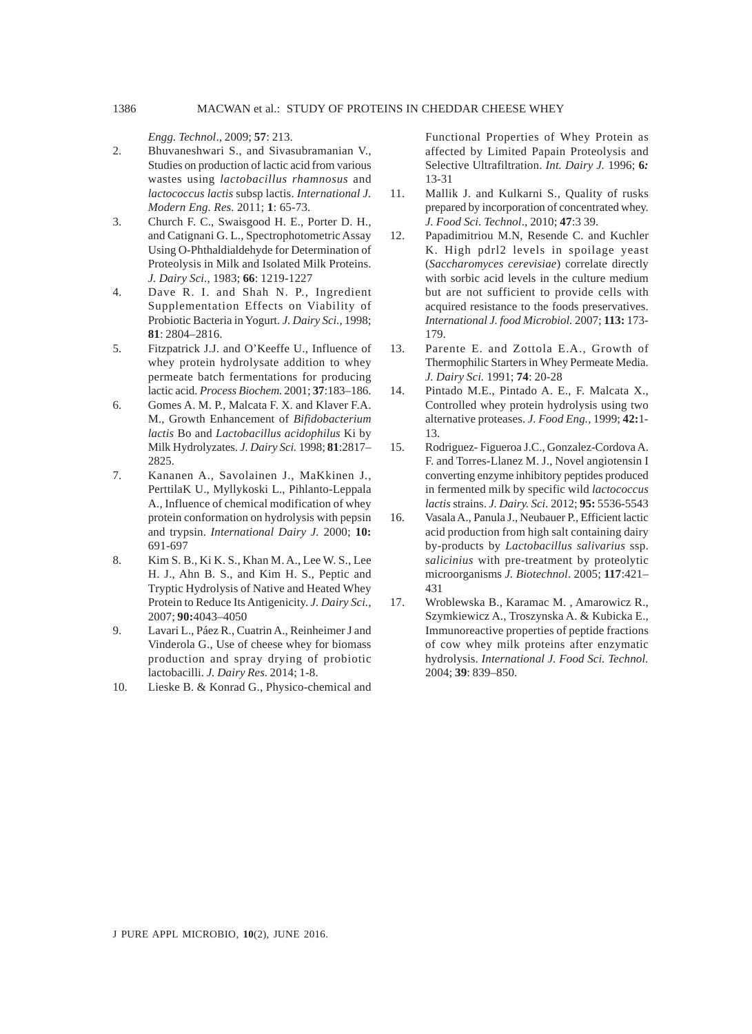*Engg. Technol*., 2009; **57**: 213.

2. Bhuvaneshwari S., and Sivasubramanian V., Studies on production of lactic acid from various wastes using *lactobacillus rhamnosus* and *lactococcus lactis* subsp lactis. *International J. Modern Eng. Res.* 2011; **1**: 65-73.
3. Church F. C., Swaisgood H. E., Porter D. H., and Catignani G. L., Spectrophotometric Assay Using O-Phthaldialdehyde for Determination of Proteolysis in Milk and Isolated Milk Proteins. *J. Dairy Sci.,* 1983; **66**: 1219-1227
4. Dave R. I. and Shah N. P., Ingredient Supplementation Effects on Viability of Probiotic Bacteria in Yogurt. *J. Dairy Sci.,* 1998; **81**: 2804–2816.
5. Fitzpatrick J.J. and O'Keeffe U., Influence of whey protein hydrolysate addition to whey permeate batch fermentations for producing lactic acid. *Process Biochem.* 2001; **37**:183–186.
6. Gomes A. M. P., Malcata F. X. and Klaver F.A. M., Growth Enhancement of *Bifidobacterium lactis* Bo and *Lactobacillus acidophilus* Ki by Milk Hydrolyzates. *J. Dairy Sci.* 1998; **81**:2817–2825.
7. Kananen A., Savolainen J., MaKkinen J., PerttilaK U., Myllykoski L., Pihlanto-Leppala A., Influence of chemical modification of whey protein conformation on hydrolysis with pepsin and trypsin. *International Dairy J.* 2000; **10:** 691-697
8. Kim S. B., Ki K. S., Khan M. A., Lee W. S., Lee H. J., Ahn B. S., and Kim H. S., Peptic and Tryptic Hydrolysis of Native and Heated Whey Protein to Reduce Its Antigenicity. *J. Dairy Sci.*, 2007; **90:**4043–4050
9. Lavari L., Páez R., Cuatrin A., Reinheimer J and Vinderola G., Use of cheese whey for biomass production and spray drying of probiotic lactobacilli. *J. Dairy Res.* 2014; 1-8.
10. Lieske B. & Konrad G., Physico-chemical and Functional Properties of Whey Protein as affected by Limited Papain Proteolysis and Selective Ultrafiltration. *Int. Dairy J.* 1996; **6***:* 13-31
11. Mallik J. and Kulkarni S., Quality of rusks prepared by incorporation of concentrated whey. *J. Food Sci. Technol*., 2010; **47**:3 39.
12. Papadimitriou M.N, Resende C. and Kuchler K. High pdrl2 levels in spoilage yeast (*Saccharomyces cerevisiae*) correlate directly with sorbic acid levels in the culture medium but are not sufficient to provide cells with acquired resistance to the foods preservatives. *International J. food Microbiol.* 2007; **113:** 173-179.
13. Parente E. and Zottola E.A., Growth of Thermophilic Starters in Whey Permeate Media. *J. Dairy Sci.* 1991; **74**: 20-28
14. Pintado M.E., Pintado A. E., F. Malcata X., Controlled whey protein hydrolysis using two alternative proteases. *J. Food Eng.,* 1999; **42:**1-13.
15. Rodriguez- Figueroa J.C., Gonzalez-Cordova A. F. and Torres-Llanez M. J., Novel angiotensin I converting enzyme inhibitory peptides produced in fermented milk by specific wild *lactococcus lactis* strains. *J. Dairy. Sci.* 2012; **95:** 5536-5543
16. Vasala A., Panula J., Neubauer P., Efficient lactic acid production from high salt containing dairy by-products by *Lactobacillus salivarius* ssp. *salicinius* with pre-treatment by proteolytic microorganisms *J. Biotechnol*. 2005; **117**:421–431
17. Wroblewska B., Karamac M. , Amarowicz R., Szymkiewicz A., Troszynska A. & Kubicka E., Immunoreactive properties of peptide fractions of cow whey milk proteins after enzymatic hydrolysis. *International J. Food Sci. Technol.* 2004; **39**: 839–850.